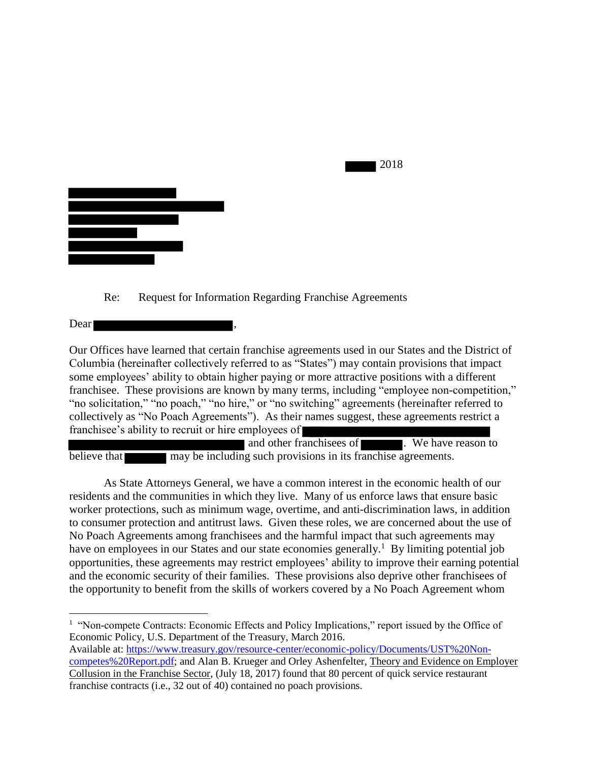2018

Re: Request for Information Regarding Franchise Agreements

Dear ,

Our Offices have learned that certain franchise agreements used in our States and the District of Columbia (hereinafter collectively referred to as "States") may contain provisions that impact some employees' ability to obtain higher paying or more attractive positions with a different franchisee. These provisions are known by many terms, including "employee non-competition," "no solicitation," "no poach," "no hire," or "no switching" agreements (hereinafter referred to collectively as "No Poach Agreements"). As their names suggest, these agreements restrict a franchisee's ability to recruit or hire employees of and other franchisees of . We have reason to believe that may be including such provisions in its franchise agreements.

As State Attorneys General, we have a common interest in the economic health of our residents and the communities in which they live. Many of us enforce laws that ensure basic worker protections, such as minimum wage, overtime, and anti-discrimination laws, in addition to consumer protection and antitrust laws. Given these roles, we are concerned about the use of No Poach Agreements among franchisees and the harmful impact that such agreements may have on employees in our States and our state economies generally.[1] By limiting potential job opportunities, these agreements may restrict employees' ability to improve their earning potential and the economic security of their families. These provisions also deprive other franchisees of the opportunity to benefit from the skills of workers covered by a No Poach Agreement whom

---

[1] "Non-compete Contracts: Economic Effects and Policy Implications," report issued by the Office of Economic Policy, U.S. Department of the Treasury, March 2016. Available at: https://www.treasury.gov/resource-center/economic-policy/Documents/UST%20Non-competes%20Report.pdf; and Alan B. Krueger and Orley Ashenfelter, Theory and Evidence on Employer Collusion in the Franchise Sector, (July 18, 2017) found that 80 percent of quick service restaurant franchise contracts (i.e., 32 out of 40) contained no poach provisions.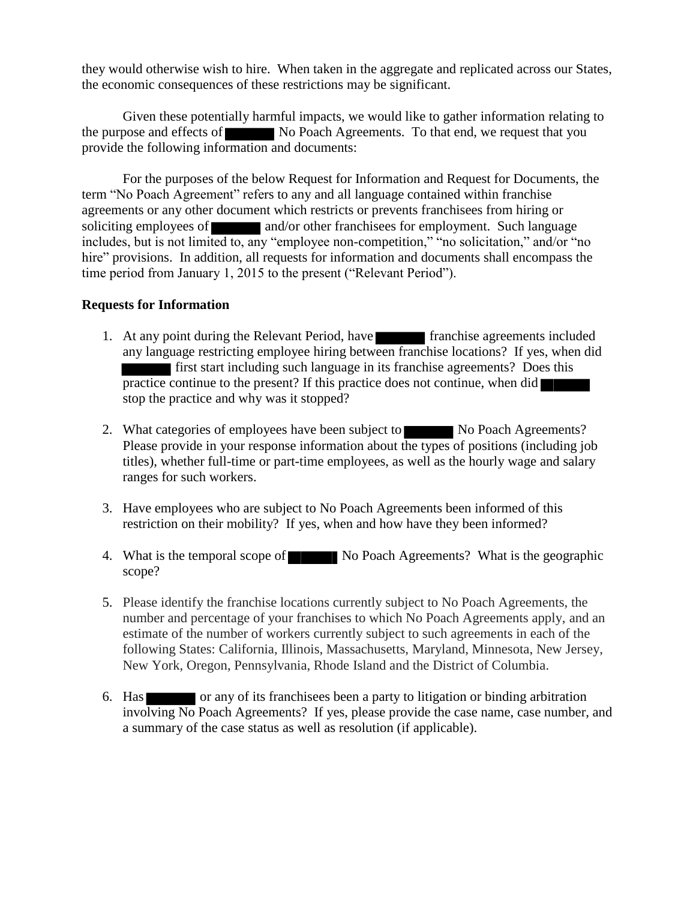they would otherwise wish to hire. When taken in the aggregate and replicated across our States, the economic consequences of these restrictions may be significant.

Given these potentially harmful impacts, we would like to gather information relating to the purpose and effects of ████ No Poach Agreements. To that end, we request that you provide the following information and documents:

For the purposes of the below Request for Information and Request for Documents, the term "No Poach Agreement" refers to any and all language contained within franchise agreements or any other document which restricts or prevents franchisees from hiring or soliciting employees of ████ and/or other franchisees for employment. Such language includes, but is not limited to, any "employee non-competition," "no solicitation," and/or "no hire" provisions. In addition, all requests for information and documents shall encompass the time period from January 1, 2015 to the present ("Relevant Period").

**Requests for Information**

1. At any point during the Relevant Period, have ████ franchise agreements included any language restricting employee hiring between franchise locations? If yes, when did ████ first start including such language in its franchise agreements? Does this practice continue to the present? If this practice does not continue, when did ████ stop the practice and why was it stopped?

2. What categories of employees have been subject to ████ No Poach Agreements? Please provide in your response information about the types of positions (including job titles), whether full-time or part-time employees, as well as the hourly wage and salary ranges for such workers.

3. Have employees who are subject to No Poach Agreements been informed of this restriction on their mobility? If yes, when and how have they been informed?

4. What is the temporal scope of ████ No Poach Agreements? What is the geographic scope?

5. Please identify the franchise locations currently subject to No Poach Agreements, the number and percentage of your franchises to which No Poach Agreements apply, and an estimate of the number of workers currently subject to such agreements in each of the following States: California, Illinois, Massachusetts, Maryland, Minnesota, New Jersey, New York, Oregon, Pennsylvania, Rhode Island and the District of Columbia.

6. Has ████ or any of its franchisees been a party to litigation or binding arbitration involving No Poach Agreements? If yes, please provide the case name, case number, and a summary of the case status as well as resolution (if applicable).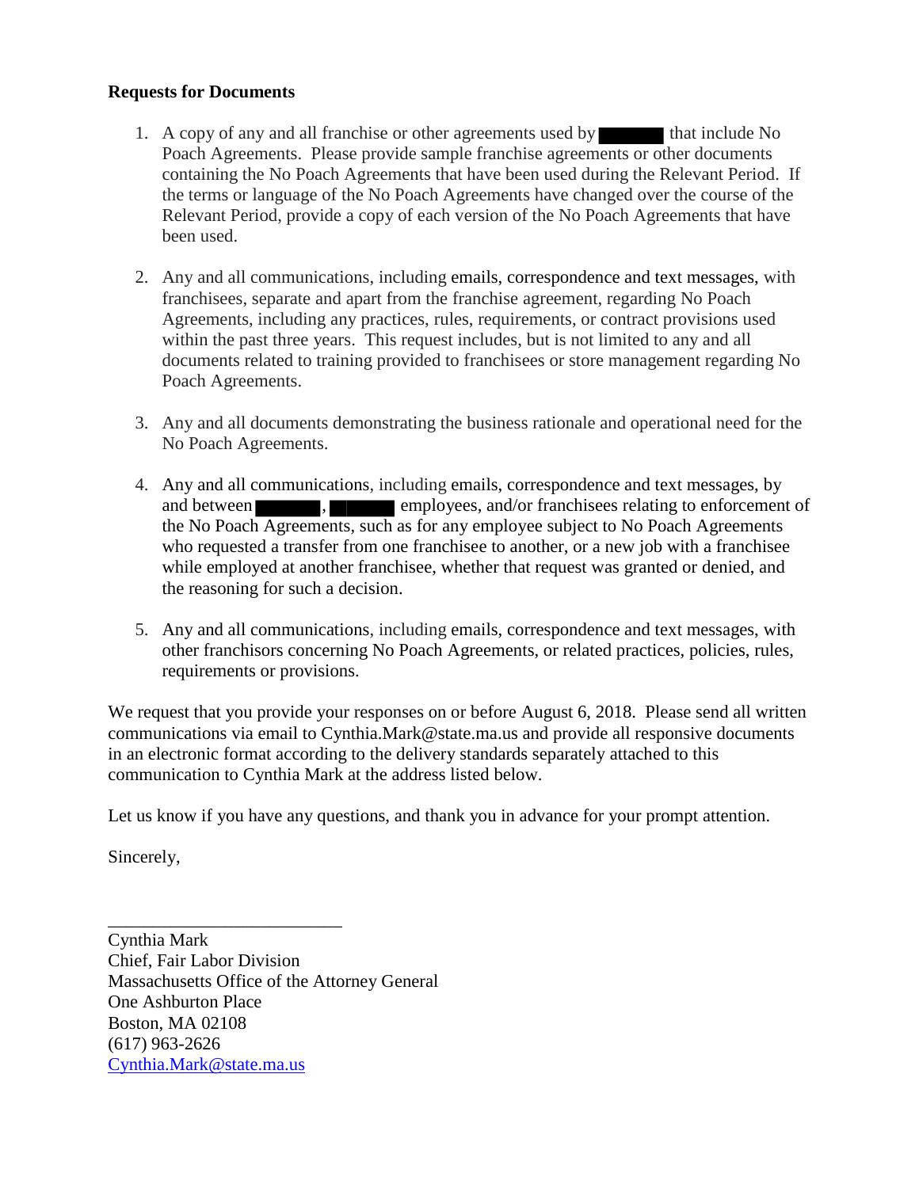**Requests for Documents**

1. A copy of any and all franchise or other agreements used by ██████ that include No Poach Agreements. Please provide sample franchise agreements or other documents containing the No Poach Agreements that have been used during the Relevant Period. If the terms or language of the No Poach Agreements have changed over the course of the Relevant Period, provide a copy of each version of the No Poach Agreements that have been used.

2. Any and all communications, including emails, correspondence and text messages, with franchisees, separate and apart from the franchise agreement, regarding No Poach Agreements, including any practices, rules, requirements, or contract provisions used within the past three years. This request includes, but is not limited to any and all documents related to training provided to franchisees or store management regarding No Poach Agreements.

3. Any and all documents demonstrating the business rationale and operational need for the No Poach Agreements.

4. Any and all communications, including emails, correspondence and text messages, by and between ██████, ██████ employees, and/or franchisees relating to enforcement of the No Poach Agreements, such as for any employee subject to No Poach Agreements who requested a transfer from one franchisee to another, or a new job with a franchisee while employed at another franchisee, whether that request was granted or denied, and the reasoning for such a decision.

5. Any and all communications, including emails, correspondence and text messages, with other franchisors concerning No Poach Agreements, or related practices, policies, rules, requirements or provisions.

We request that you provide your responses on or before August 6, 2018. Please send all written communications via email to Cynthia.Mark@state.ma.us and provide all responsive documents in an electronic format according to the delivery standards separately attached to this communication to Cynthia Mark at the address listed below.

Let us know if you have any questions, and thank you in advance for your prompt attention.

Sincerely,

\_\_\_\_\_\_\_\_\_\_\_\_\_\_\_\_\_\_\_\_\_\_\_\_\_\_

Cynthia Mark
Chief, Fair Labor Division
Massachusetts Office of the Attorney General
One Ashburton Place
Boston, MA 02108
(617) 963-2626
Cynthia.Mark@state.ma.us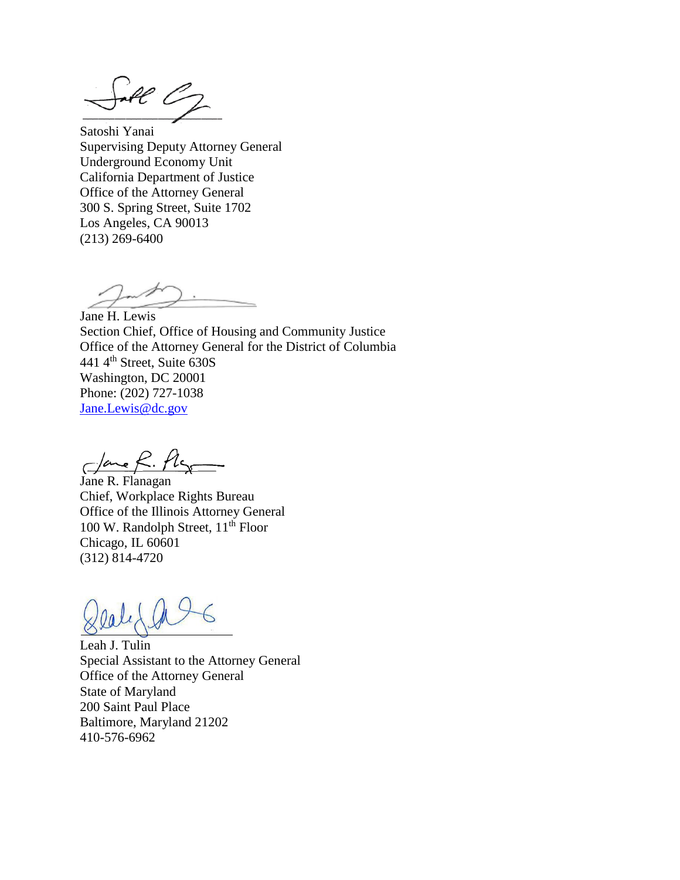Satoshi Yanai
Supervising Deputy Attorney General
Underground Economy Unit
California Department of Justice
Office of the Attorney General
300 S. Spring Street, Suite 1702
Los Angeles, CA 90013
(213) 269-6400

Jane H. Lewis
Section Chief, Office of Housing and Community Justice
Office of the Attorney General for the District of Columbia
441 4th Street, Suite 630S
Washington, DC 20001
Phone: (202) 727-1038
Jane.Lewis@dc.gov

Jane R. Flanagan
Chief, Workplace Rights Bureau
Office of the Illinois Attorney General
100 W. Randolph Street, 11th Floor
Chicago, IL 60601
(312) 814-4720

Leah J. Tulin
Special Assistant to the Attorney General
Office of the Attorney General
State of Maryland
200 Saint Paul Place
Baltimore, Maryland 21202
410-576-6962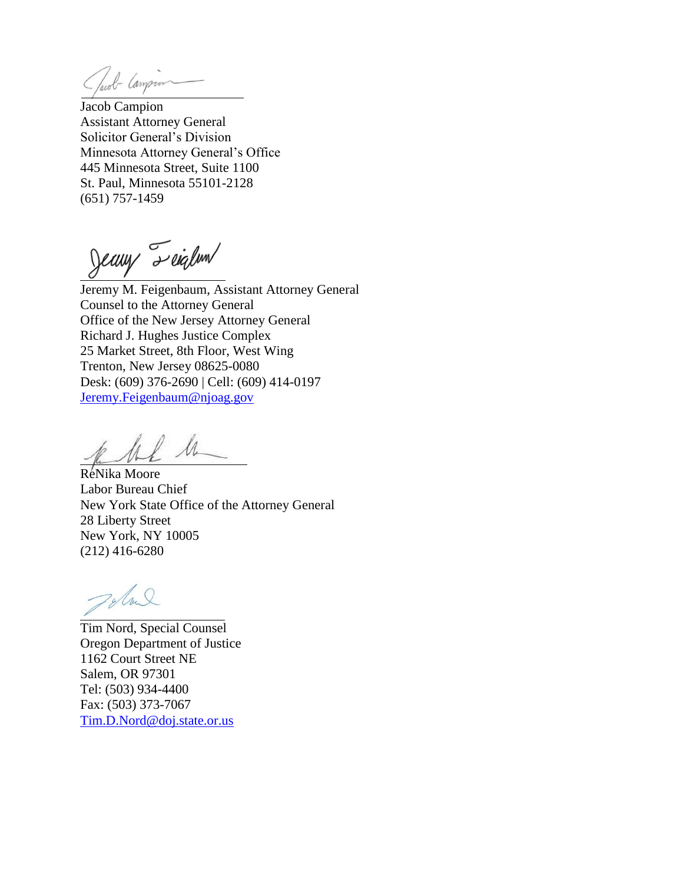Jacob Campion
Assistant Attorney General
Solicitor General's Division
Minnesota Attorney General's Office
445 Minnesota Street, Suite 1100
St. Paul, Minnesota 55101-2128
(651) 757-1459

Jeremy M. Feigenbaum, Assistant Attorney General
Counsel to the Attorney General
Office of the New Jersey Attorney General
Richard J. Hughes Justice Complex
25 Market Street, 8th Floor, West Wing
Trenton, New Jersey 08625-0080
Desk: (609) 376-2690 | Cell: (609) 414-0197
Jeremy.Feigenbaum@njoag.gov

ReNika Moore
Labor Bureau Chief
New York State Office of the Attorney General
28 Liberty Street
New York, NY 10005
(212) 416-6280

Tim Nord, Special Counsel
Oregon Department of Justice
1162 Court Street NE
Salem, OR 97301
Tel: (503) 934-4400
Fax: (503) 373-7067
Tim.D.Nord@doj.state.or.us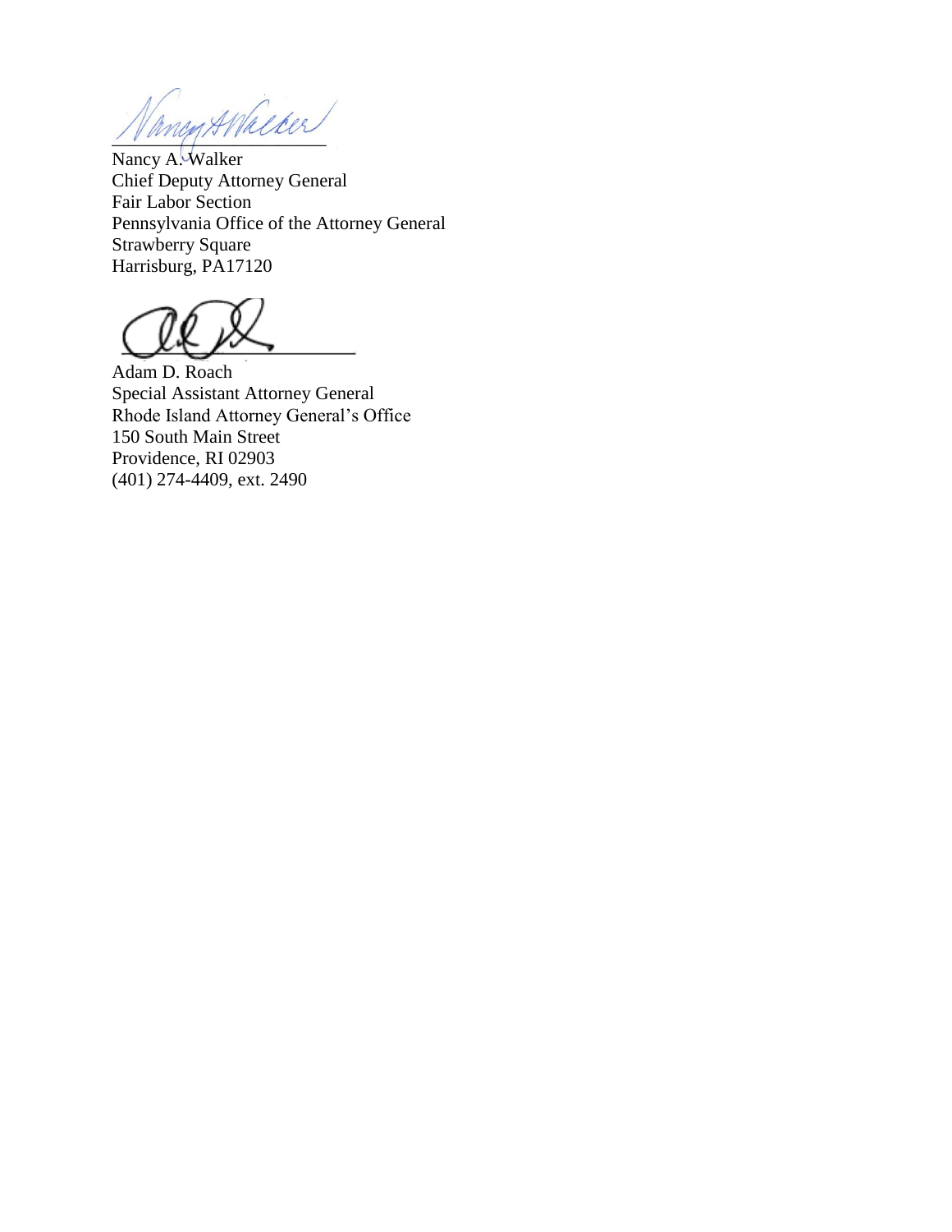Nancy A. Walker
Chief Deputy Attorney General
Fair Labor Section
Pennsylvania Office of the Attorney General
Strawberry Square
Harrisburg, PA17120

Adam D. Roach
Special Assistant Attorney General
Rhode Island Attorney General's Office
150 South Main Street
Providence, RI 02903
(401) 274-4409, ext. 2490